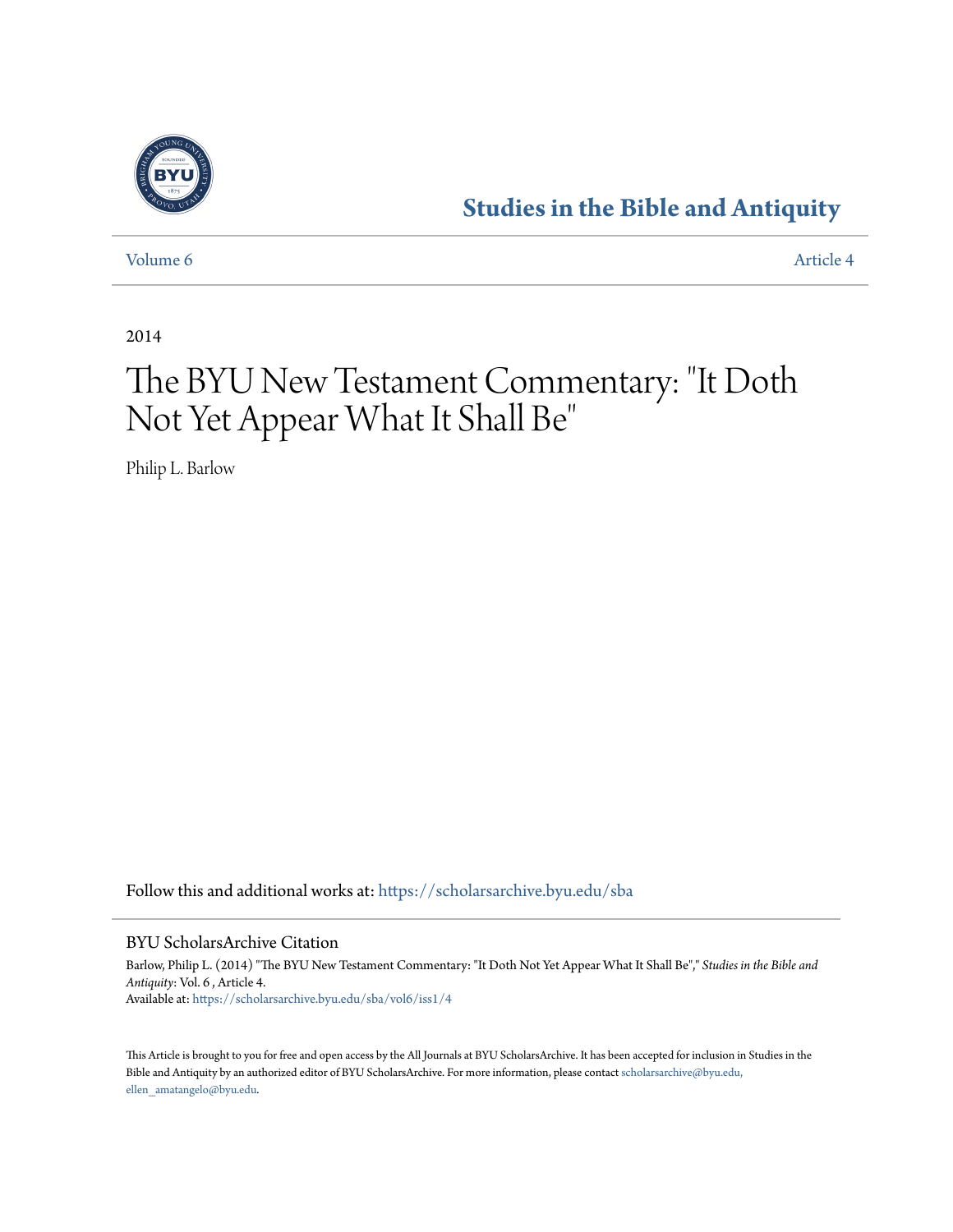**Studies in the Bible and Antiquity**

Volume 6 Article 4

2014

# The BYU New Testament Commentary: "It Doth Not Yet Appear What It Shall Be"

Philip L. Barlow

Follow this and additional works at: https://scholarsarchive.byu.edu/sba

BYU ScholarsArchive Citation

Barlow, Philip L. (2014) "The BYU New Testament Commentary: "It Doth Not Yet Appear What It Shall Be"," *Studies in the Bible and Antiquity*: Vol. 6 , Article 4.
Available at: https://scholarsarchive.byu.edu/sba/vol6/iss1/4

This Article is brought to you for free and open access by the All Journals at BYU ScholarsArchive. It has been accepted for inclusion in Studies in the Bible and Antiquity by an authorized editor of BYU ScholarsArchive. For more information, please contact scholarsarchive@byu.edu, ellen_amatangelo@byu.edu.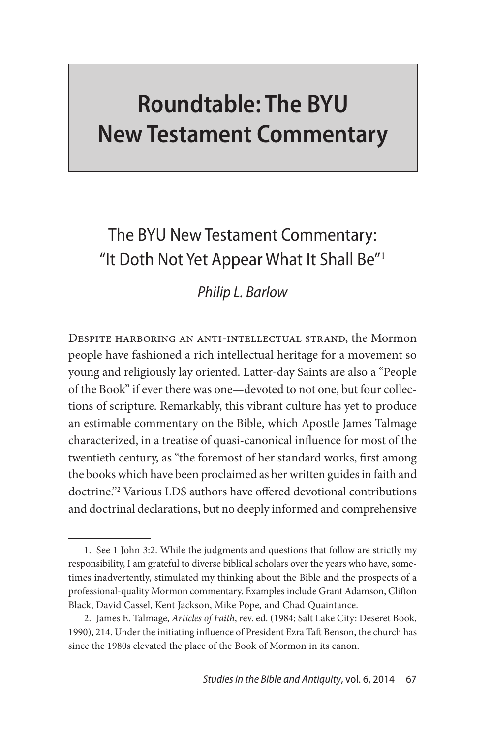# Roundtable: The BYU New Testament Commentary

## The BYU New Testament Commentary: "It Doth Not Yet Appear What It Shall Be"[1]

*Philip L. Barlow*

Despite harboring an anti-intellectual strand, the Mormon people have fashioned a rich intellectual heritage for a movement so young and religiously lay oriented. Latter-day Saints are also a "People of the Book" if ever there was one—devoted to not one, but four collections of scripture. Remarkably, this vibrant culture has yet to produce an estimable commentary on the Bible, which Apostle James Talmage characterized, in a treatise of quasi-canonical influence for most of the twentieth century, as "the foremost of her standard works, first among the books which have been proclaimed as her written guides in faith and doctrine."[2] Various LDS authors have offered devotional contributions and doctrinal declarations, but no deeply informed and comprehensive

---

1. See 1 John 3:2. While the judgments and questions that follow are strictly my responsibility, I am grateful to diverse biblical scholars over the years who have, sometimes inadvertently, stimulated my thinking about the Bible and the prospects of a professional-quality Mormon commentary. Examples include Grant Adamson, Clifton Black, David Cassel, Kent Jackson, Mike Pope, and Chad Quaintance.

2. James E. Talmage, *Articles of Faith*, rev. ed. (1984; Salt Lake City: Deseret Book, 1990), 214. Under the initiating influence of President Ezra Taft Benson, the church has since the 1980s elevated the place of the Book of Mormon in its canon.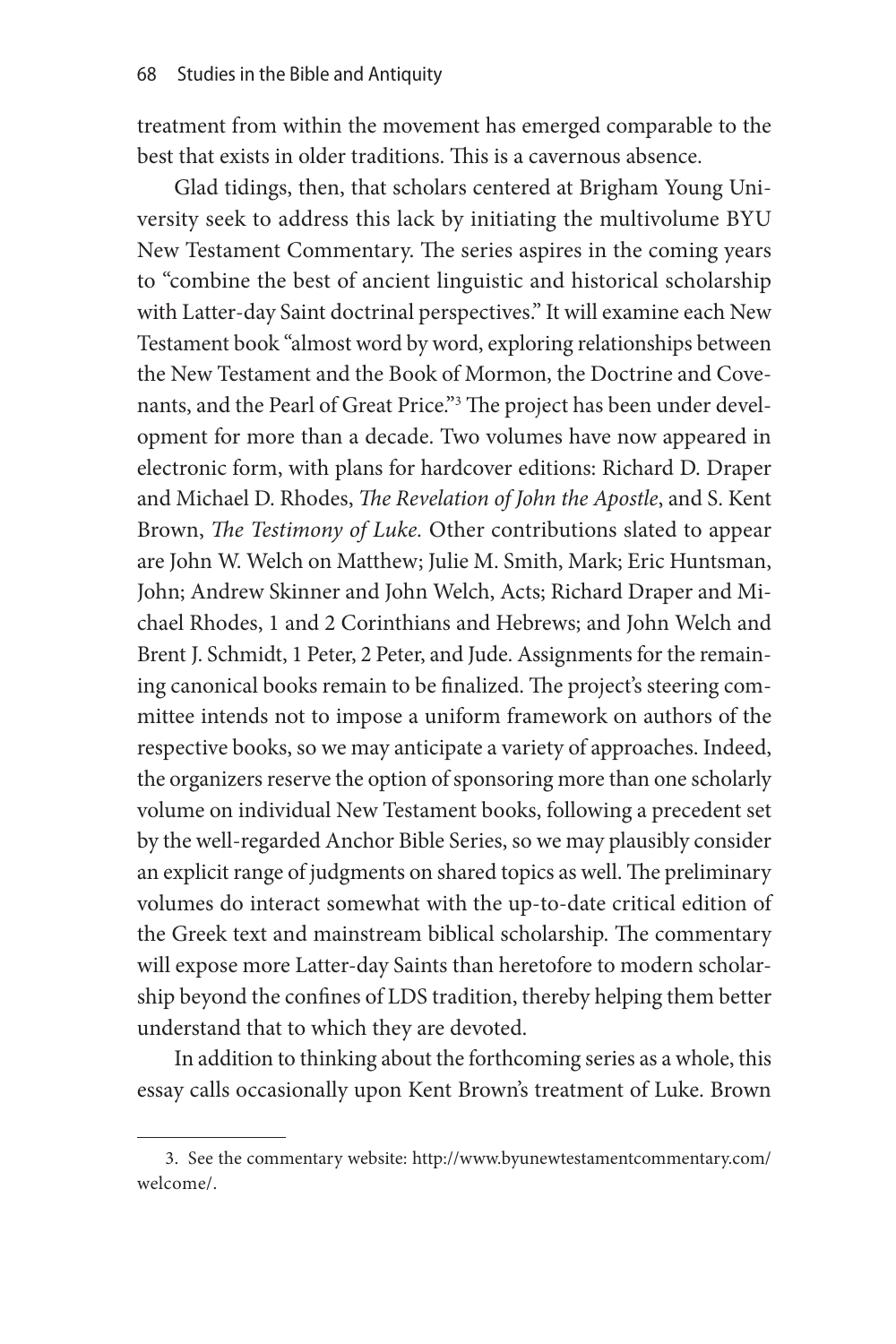treatment from within the movement has emerged comparable to the best that exists in older traditions. This is a cavernous absence.

Glad tidings, then, that scholars centered at Brigham Young University seek to address this lack by initiating the multivolume BYU New Testament Commentary. The series aspires in the coming years to "combine the best of ancient linguistic and historical scholarship with Latter-day Saint doctrinal perspectives." It will examine each New Testament book "almost word by word, exploring relationships between the New Testament and the Book of Mormon, the Doctrine and Covenants, and the Pearl of Great Price."[3] The project has been under development for more than a decade. Two volumes have now appeared in electronic form, with plans for hardcover editions: Richard D. Draper and Michael D. Rhodes, *The Revelation of John the Apostle*, and S. Kent Brown, *The Testimony of Luke.* Other contributions slated to appear are John W. Welch on Matthew; Julie M. Smith, Mark; Eric Huntsman, John; Andrew Skinner and John Welch, Acts; Richard Draper and Michael Rhodes, 1 and 2 Corinthians and Hebrews; and John Welch and Brent J. Schmidt, 1 Peter, 2 Peter, and Jude. Assignments for the remaining canonical books remain to be finalized. The project's steering committee intends not to impose a uniform framework on authors of the respective books, so we may anticipate a variety of approaches. Indeed, the organizers reserve the option of sponsoring more than one scholarly volume on individual New Testament books, following a precedent set by the well-regarded Anchor Bible Series, so we may plausibly consider an explicit range of judgments on shared topics as well. The preliminary volumes do interact somewhat with the up-to-date critical edition of the Greek text and mainstream biblical scholarship. The commentary will expose more Latter-day Saints than heretofore to modern scholarship beyond the confines of LDS tradition, thereby helping them better understand that to which they are devoted.

In addition to thinking about the forthcoming series as a whole, this essay calls occasionally upon Kent Brown's treatment of Luke. Brown

---

3. See the commentary website: http://www.byunewtestamentcommentary.com/welcome/.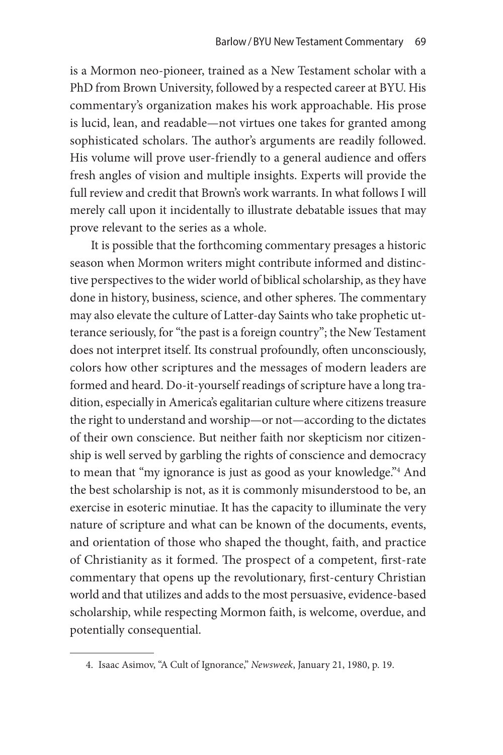is a Mormon neo-pioneer, trained as a New Testament scholar with a PhD from Brown University, followed by a respected career at BYU. His commentary's organization makes his work approachable. His prose is lucid, lean, and readable—not virtues one takes for granted among sophisticated scholars. The author's arguments are readily followed. His volume will prove user-friendly to a general audience and offers fresh angles of vision and multiple insights. Experts will provide the full review and credit that Brown's work warrants. In what follows I will merely call upon it incidentally to illustrate debatable issues that may prove relevant to the series as a whole.

It is possible that the forthcoming commentary presages a historic season when Mormon writers might contribute informed and distinctive perspectives to the wider world of biblical scholarship, as they have done in history, business, science, and other spheres. The commentary may also elevate the culture of Latter-day Saints who take prophetic utterance seriously, for "the past is a foreign country"; the New Testament does not interpret itself. Its construal profoundly, often unconsciously, colors how other scriptures and the messages of modern leaders are formed and heard. Do-it-yourself readings of scripture have a long tradition, especially in America's egalitarian culture where citizens treasure the right to understand and worship—or not—according to the dictates of their own conscience. But neither faith nor skepticism nor citizenship is well served by garbling the rights of conscience and democracy to mean that "my ignorance is just as good as your knowledge."[4] And the best scholarship is not, as it is commonly misunderstood to be, an exercise in esoteric minutiae. It has the capacity to illuminate the very nature of scripture and what can be known of the documents, events, and orientation of those who shaped the thought, faith, and practice of Christianity as it formed. The prospect of a competent, first-rate commentary that opens up the revolutionary, first-century Christian world and that utilizes and adds to the most persuasive, evidence-based scholarship, while respecting Mormon faith, is welcome, overdue, and potentially consequential.

---

4. Isaac Asimov, "A Cult of Ignorance," *Newsweek*, January 21, 1980, p. 19.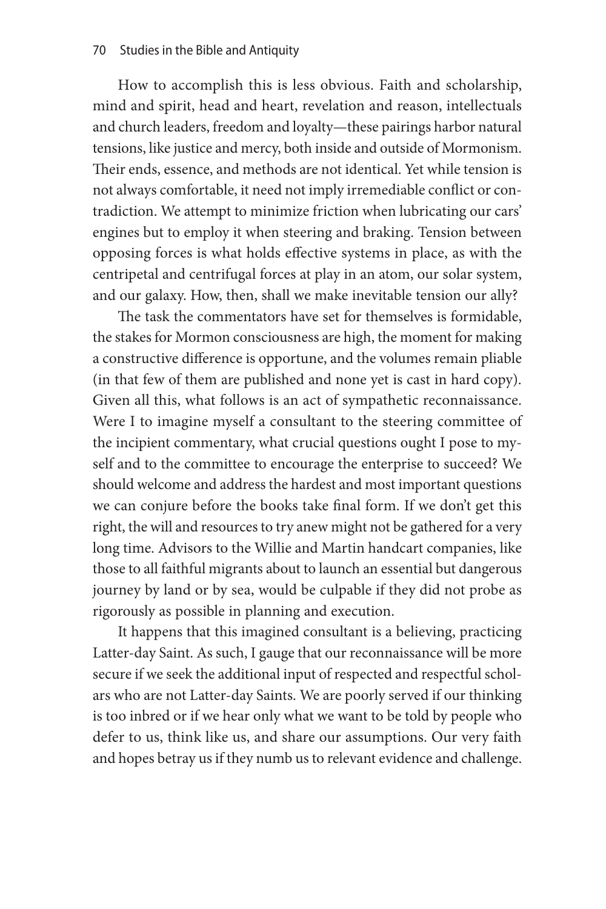How to accomplish this is less obvious. Faith and scholarship, mind and spirit, head and heart, revelation and reason, intellectuals and church leaders, freedom and loyalty—these pairings harbor natural tensions, like justice and mercy, both inside and outside of Mormonism. Their ends, essence, and methods are not identical. Yet while tension is not always comfortable, it need not imply irremediable conflict or contradiction. We attempt to minimize friction when lubricating our cars' engines but to employ it when steering and braking. Tension between opposing forces is what holds effective systems in place, as with the centripetal and centrifugal forces at play in an atom, our solar system, and our galaxy. How, then, shall we make inevitable tension our ally?

The task the commentators have set for themselves is formidable, the stakes for Mormon consciousness are high, the moment for making a constructive difference is opportune, and the volumes remain pliable (in that few of them are published and none yet is cast in hard copy). Given all this, what follows is an act of sympathetic reconnaissance. Were I to imagine myself a consultant to the steering committee of the incipient commentary, what crucial questions ought I pose to myself and to the committee to encourage the enterprise to succeed? We should welcome and address the hardest and most important questions we can conjure before the books take final form. If we don't get this right, the will and resources to try anew might not be gathered for a very long time. Advisors to the Willie and Martin handcart companies, like those to all faithful migrants about to launch an essential but dangerous journey by land or by sea, would be culpable if they did not probe as rigorously as possible in planning and execution.

It happens that this imagined consultant is a believing, practicing Latter-day Saint. As such, I gauge that our reconnaissance will be more secure if we seek the additional input of respected and respectful scholars who are not Latter-day Saints. We are poorly served if our thinking is too inbred or if we hear only what we want to be told by people who defer to us, think like us, and share our assumptions. Our very faith and hopes betray us if they numb us to relevant evidence and challenge.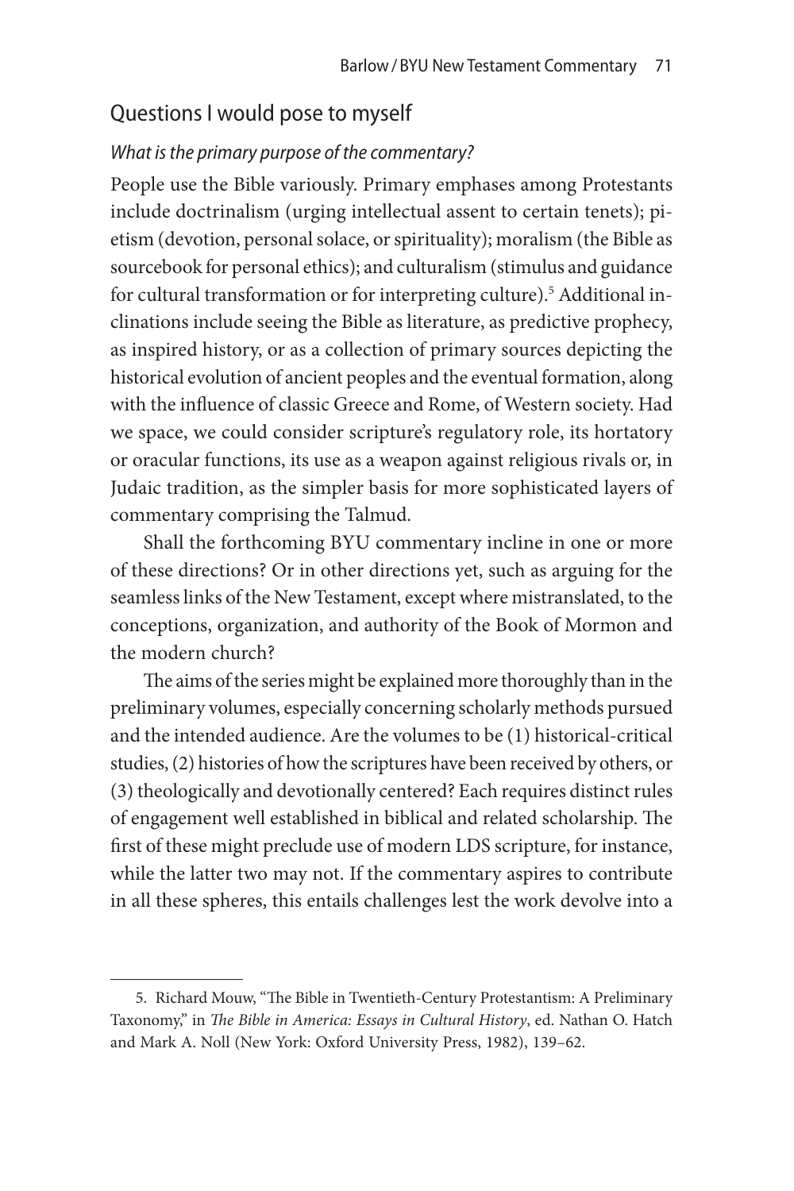## Questions I would pose to myself

### *What is the primary purpose of the commentary?*

People use the Bible variously. Primary emphases among Protestants include doctrinalism (urging intellectual assent to certain tenets); pietism (devotion, personal solace, or spirituality); moralism (the Bible as sourcebook for personal ethics); and culturalism (stimulus and guidance for cultural transformation or for interpreting culture).[5] Additional inclinations include seeing the Bible as literature, as predictive prophecy, as inspired history, or as a collection of primary sources depicting the historical evolution of ancient peoples and the eventual formation, along with the influence of classic Greece and Rome, of Western society. Had we space, we could consider scripture's regulatory role, its hortatory or oracular functions, its use as a weapon against religious rivals or, in Judaic tradition, as the simpler basis for more sophisticated layers of commentary comprising the Talmud.

Shall the forthcoming BYU commentary incline in one or more of these directions? Or in other directions yet, such as arguing for the seamless links of the New Testament, except where mistranslated, to the conceptions, organization, and authority of the Book of Mormon and the modern church?

The aims of the series might be explained more thoroughly than in the preliminary volumes, especially concerning scholarly methods pursued and the intended audience. Are the volumes to be (1) historical-critical studies, (2) histories of how the scriptures have been received by others, or (3) theologically and devotionally centered? Each requires distinct rules of engagement well established in biblical and related scholarship. The first of these might preclude use of modern LDS scripture, for instance, while the latter two may not. If the commentary aspires to contribute in all these spheres, this entails challenges lest the work devolve into a

---

5. Richard Mouw, "The Bible in Twentieth-Century Protestantism: A Preliminary Taxonomy," in *The Bible in America: Essays in Cultural History*, ed. Nathan O. Hatch and Mark A. Noll (New York: Oxford University Press, 1982), 139–62.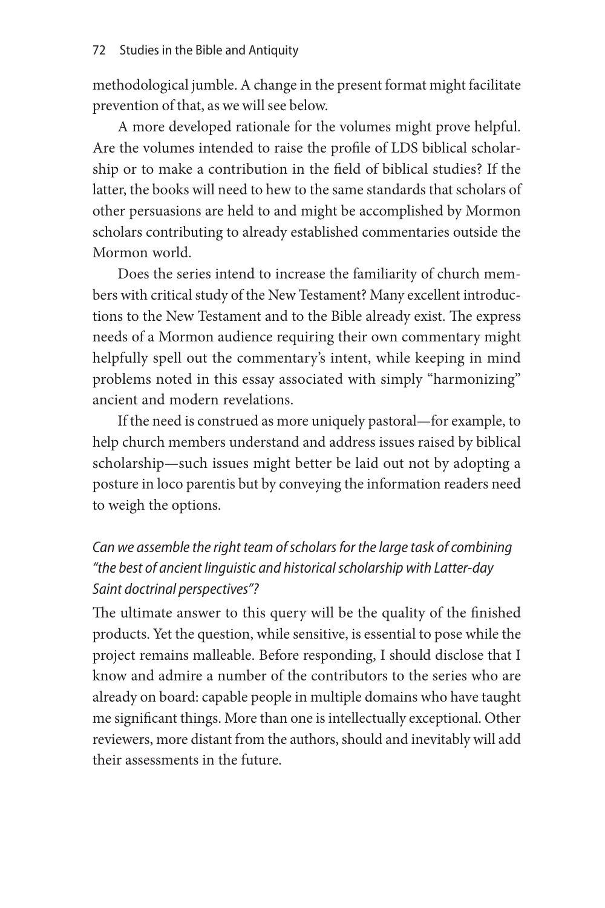methodological jumble. A change in the present format might facilitate prevention of that, as we will see below.

A more developed rationale for the volumes might prove helpful. Are the volumes intended to raise the profile of LDS biblical scholarship or to make a contribution in the field of biblical studies? If the latter, the books will need to hew to the same standards that scholars of other persuasions are held to and might be accomplished by Mormon scholars contributing to already established commentaries outside the Mormon world.

Does the series intend to increase the familiarity of church members with critical study of the New Testament? Many excellent introductions to the New Testament and to the Bible already exist. The express needs of a Mormon audience requiring their own commentary might helpfully spell out the commentary's intent, while keeping in mind problems noted in this essay associated with simply "harmonizing" ancient and modern revelations.

If the need is construed as more uniquely pastoral—for example, to help church members understand and address issues raised by biblical scholarship—such issues might better be laid out not by adopting a posture in loco parentis but by conveying the information readers need to weigh the options.

### *Can we assemble the right team of scholars for the large task of combining "the best of ancient linguistic and historical scholarship with Latter-day Saint doctrinal perspectives"?*

The ultimate answer to this query will be the quality of the finished products. Yet the question, while sensitive, is essential to pose while the project remains malleable. Before responding, I should disclose that I know and admire a number of the contributors to the series who are already on board: capable people in multiple domains who have taught me significant things. More than one is intellectually exceptional. Other reviewers, more distant from the authors, should and inevitably will add their assessments in the future.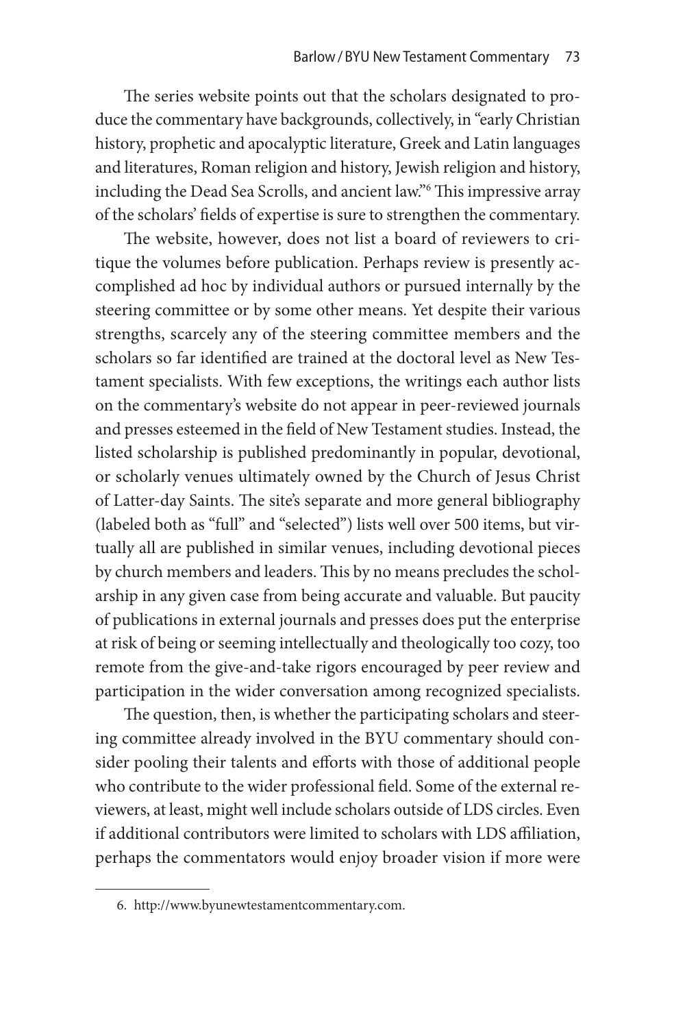The series website points out that the scholars designated to produce the commentary have backgrounds, collectively, in "early Christian history, prophetic and apocalyptic literature, Greek and Latin languages and literatures, Roman religion and history, Jewish religion and history, including the Dead Sea Scrolls, and ancient law."[6] This impressive array of the scholars' fields of expertise is sure to strengthen the commentary.

The website, however, does not list a board of reviewers to critique the volumes before publication. Perhaps review is presently accomplished ad hoc by individual authors or pursued internally by the steering committee or by some other means. Yet despite their various strengths, scarcely any of the steering committee members and the scholars so far identified are trained at the doctoral level as New Testament specialists. With few exceptions, the writings each author lists on the commentary's website do not appear in peer-reviewed journals and presses esteemed in the field of New Testament studies. Instead, the listed scholarship is published predominantly in popular, devotional, or scholarly venues ultimately owned by the Church of Jesus Christ of Latter-day Saints. The site's separate and more general bibliography (labeled both as "full" and "selected") lists well over 500 items, but virtually all are published in similar venues, including devotional pieces by church members and leaders. This by no means precludes the scholarship in any given case from being accurate and valuable. But paucity of publications in external journals and presses does put the enterprise at risk of being or seeming intellectually and theologically too cozy, too remote from the give-and-take rigors encouraged by peer review and participation in the wider conversation among recognized specialists.

The question, then, is whether the participating scholars and steering committee already involved in the BYU commentary should consider pooling their talents and efforts with those of additional people who contribute to the wider professional field. Some of the external reviewers, at least, might well include scholars outside of LDS circles. Even if additional contributors were limited to scholars with LDS affiliation, perhaps the commentators would enjoy broader vision if more were

6. http://www.byunewtestamentcommentary.com.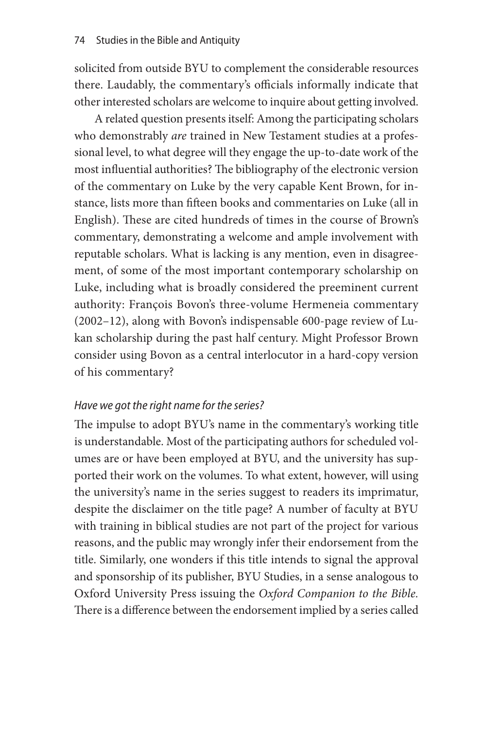solicited from outside BYU to complement the considerable resources there. Laudably, the commentary's officials informally indicate that other interested scholars are welcome to inquire about getting involved.

A related question presents itself: Among the participating scholars who demonstrably *are* trained in New Testament studies at a professional level, to what degree will they engage the up-to-date work of the most influential authorities? The bibliography of the electronic version of the commentary on Luke by the very capable Kent Brown, for instance, lists more than fifteen books and commentaries on Luke (all in English). These are cited hundreds of times in the course of Brown's commentary, demonstrating a welcome and ample involvement with reputable scholars. What is lacking is any mention, even in disagreement, of some of the most important contemporary scholarship on Luke, including what is broadly considered the preeminent current authority: François Bovon's three-volume Hermeneia commentary (2002–12), along with Bovon's indispensable 600-page review of Lukan scholarship during the past half century. Might Professor Brown consider using Bovon as a central interlocutor in a hard-copy version of his commentary?

*Have we got the right name for the series?*

The impulse to adopt BYU's name in the commentary's working title is understandable. Most of the participating authors for scheduled volumes are or have been employed at BYU, and the university has supported their work on the volumes. To what extent, however, will using the university's name in the series suggest to readers its imprimatur, despite the disclaimer on the title page? A number of faculty at BYU with training in biblical studies are not part of the project for various reasons, and the public may wrongly infer their endorsement from the title. Similarly, one wonders if this title intends to signal the approval and sponsorship of its publisher, BYU Studies, in a sense analogous to Oxford University Press issuing the *Oxford Companion to the Bible*. There is a difference between the endorsement implied by a series called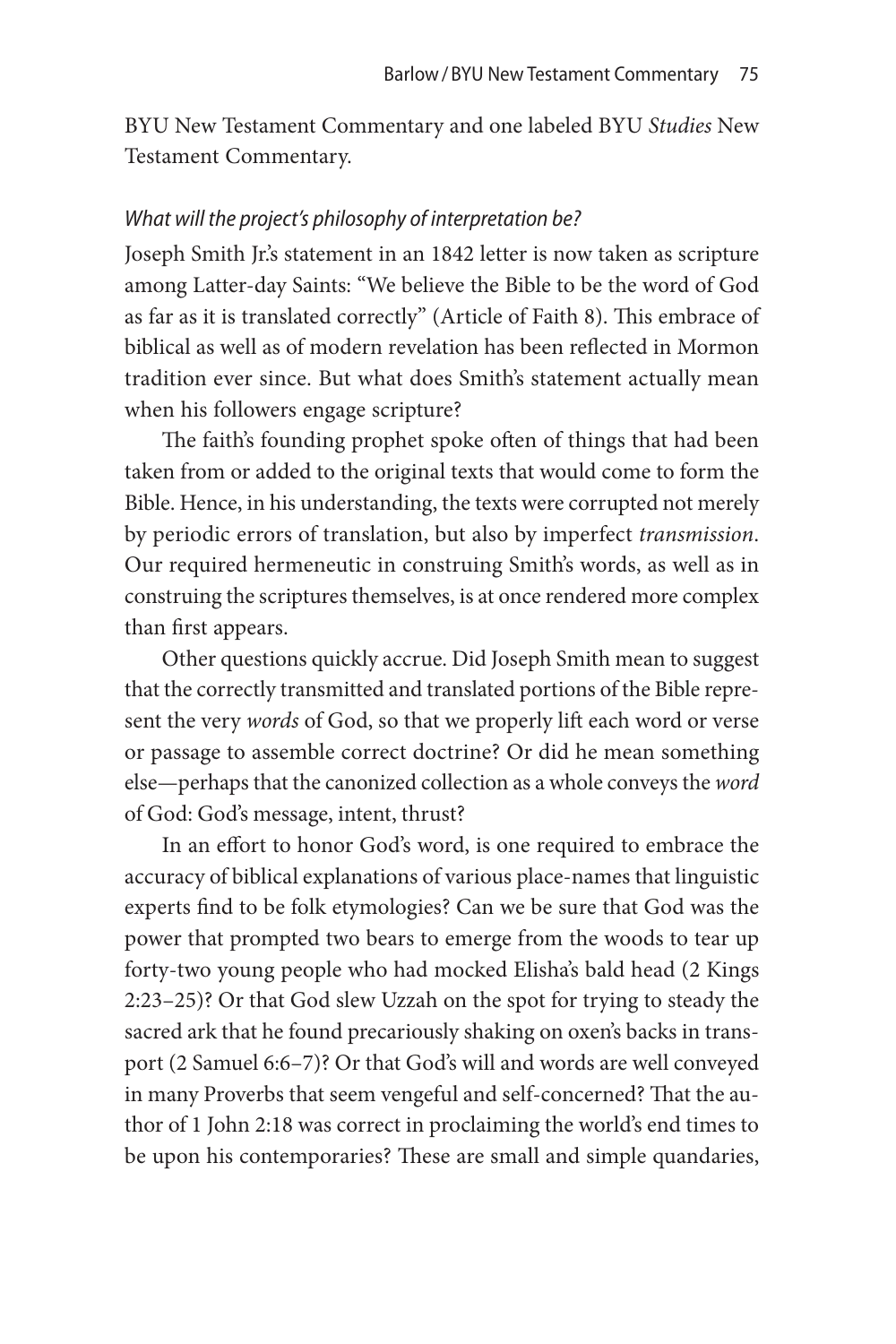BYU New Testament Commentary and one labeled BYU *Studies* New Testament Commentary.

### *What will the project's philosophy of interpretation be?*

Joseph Smith Jr.'s statement in an 1842 letter is now taken as scripture among Latter-day Saints: "We believe the Bible to be the word of God as far as it is translated correctly" (Article of Faith 8). This embrace of biblical as well as of modern revelation has been reflected in Mormon tradition ever since. But what does Smith's statement actually mean when his followers engage scripture?

The faith's founding prophet spoke often of things that had been taken from or added to the original texts that would come to form the Bible. Hence, in his understanding, the texts were corrupted not merely by periodic errors of translation, but also by imperfect *transmission*. Our required hermeneutic in construing Smith's words, as well as in construing the scriptures themselves, is at once rendered more complex than first appears.

Other questions quickly accrue. Did Joseph Smith mean to suggest that the correctly transmitted and translated portions of the Bible represent the very *words* of God, so that we properly lift each word or verse or passage to assemble correct doctrine? Or did he mean something else—perhaps that the canonized collection as a whole conveys the *word* of God: God's message, intent, thrust?

In an effort to honor God's word, is one required to embrace the accuracy of biblical explanations of various place-names that linguistic experts find to be folk etymologies? Can we be sure that God was the power that prompted two bears to emerge from the woods to tear up forty-two young people who had mocked Elisha's bald head (2 Kings 2:23–25)? Or that God slew Uzzah on the spot for trying to steady the sacred ark that he found precariously shaking on oxen's backs in transport (2 Samuel 6:6–7)? Or that God's will and words are well conveyed in many Proverbs that seem vengeful and self-concerned? That the author of 1 John 2:18 was correct in proclaiming the world's end times to be upon his contemporaries? These are small and simple quandaries,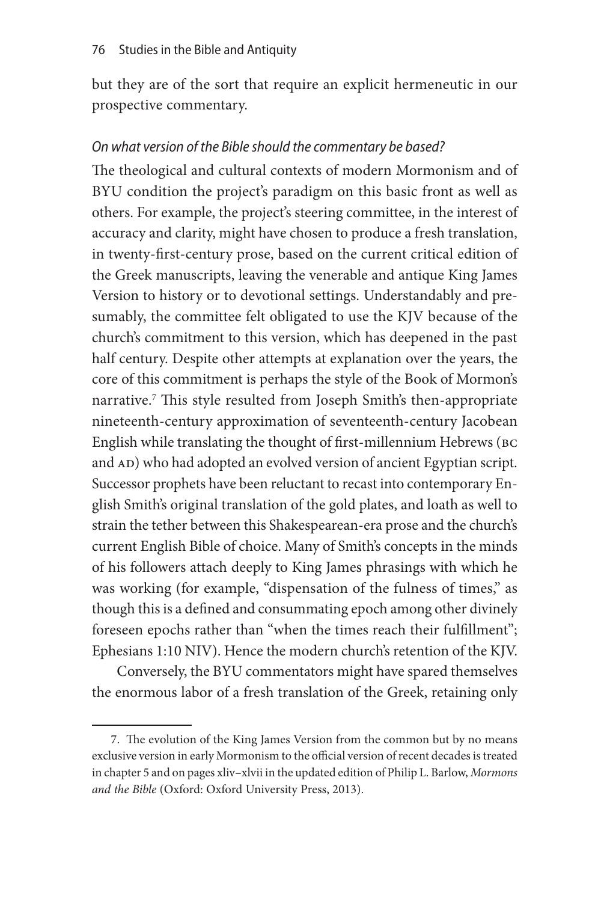but they are of the sort that require an explicit hermeneutic in our prospective commentary.

### *On what version of the Bible should the commentary be based?*

The theological and cultural contexts of modern Mormonism and of BYU condition the project's paradigm on this basic front as well as others. For example, the project's steering committee, in the interest of accuracy and clarity, might have chosen to produce a fresh translation, in twenty-first-century prose, based on the current critical edition of the Greek manuscripts, leaving the venerable and antique King James Version to history or to devotional settings. Understandably and presumably, the committee felt obligated to use the KJV because of the church's commitment to this version, which has deepened in the past half century. Despite other attempts at explanation over the years, the core of this commitment is perhaps the style of the Book of Mormon's narrative.[7] This style resulted from Joseph Smith's then-appropriate nineteenth-century approximation of seventeenth-century Jacobean English while translating the thought of first-millennium Hebrews (BC and AD) who had adopted an evolved version of ancient Egyptian script. Successor prophets have been reluctant to recast into contemporary English Smith's original translation of the gold plates, and loath as well to strain the tether between this Shakespearean-era prose and the church's current English Bible of choice. Many of Smith's concepts in the minds of his followers attach deeply to King James phrasings with which he was working (for example, "dispensation of the fulness of times," as though this is a defined and consummating epoch among other divinely foreseen epochs rather than "when the times reach their fulfillment"; Ephesians 1:10 NIV). Hence the modern church's retention of the KJV.

Conversely, the BYU commentators might have spared themselves the enormous labor of a fresh translation of the Greek, retaining only

7. The evolution of the King James Version from the common but by no means exclusive version in early Mormonism to the official version of recent decades is treated in chapter 5 and on pages xliv–xlvii in the updated edition of Philip L. Barlow, *Mormons and the Bible* (Oxford: Oxford University Press, 2013).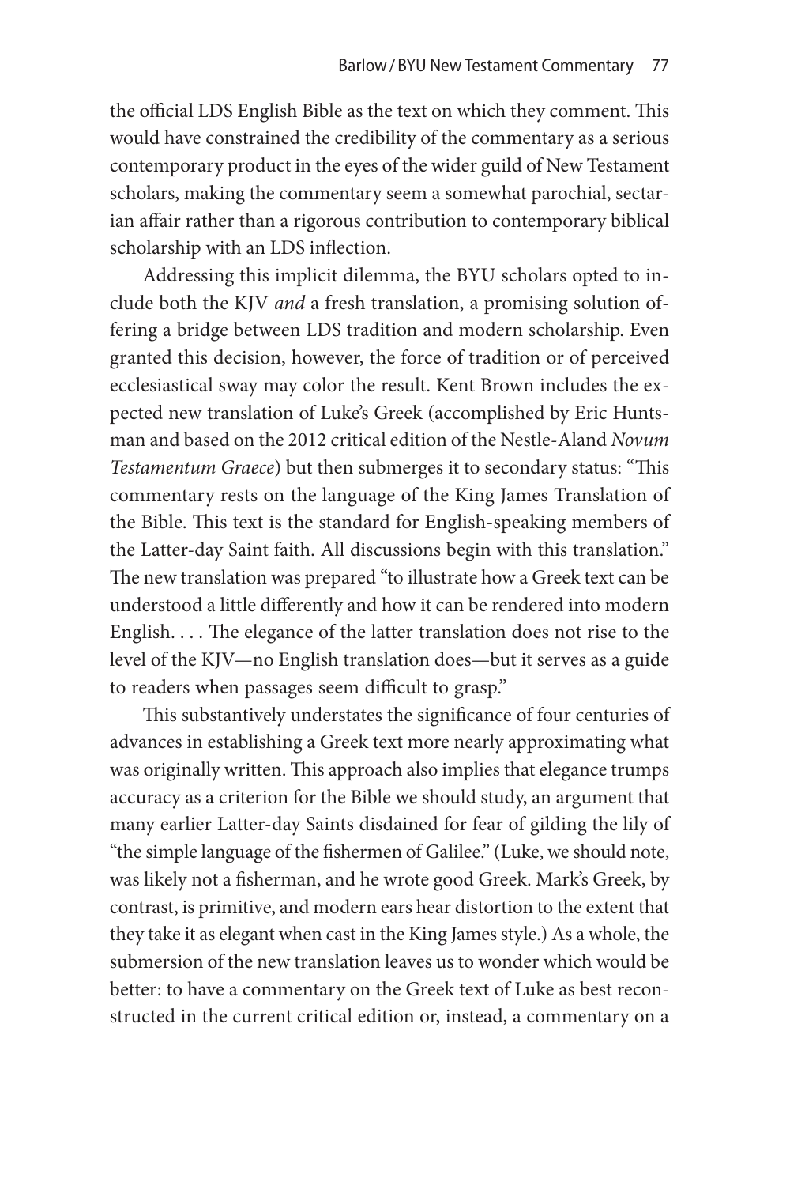the official LDS English Bible as the text on which they comment. This would have constrained the credibility of the commentary as a serious contemporary product in the eyes of the wider guild of New Testament scholars, making the commentary seem a somewhat parochial, sectarian affair rather than a rigorous contribution to contemporary biblical scholarship with an LDS inflection.

Addressing this implicit dilemma, the BYU scholars opted to include both the KJV *and* a fresh translation, a promising solution offering a bridge between LDS tradition and modern scholarship. Even granted this decision, however, the force of tradition or of perceived ecclesiastical sway may color the result. Kent Brown includes the expected new translation of Luke's Greek (accomplished by Eric Huntsman and based on the 2012 critical edition of the Nestle-Aland *Novum Testamentum Graece*) but then submerges it to secondary status: "This commentary rests on the language of the King James Translation of the Bible. This text is the standard for English-speaking members of the Latter-day Saint faith. All discussions begin with this translation." The new translation was prepared "to illustrate how a Greek text can be understood a little differently and how it can be rendered into modern English. . . . The elegance of the latter translation does not rise to the level of the KJV—no English translation does—but it serves as a guide to readers when passages seem difficult to grasp."

This substantively understates the significance of four centuries of advances in establishing a Greek text more nearly approximating what was originally written. This approach also implies that elegance trumps accuracy as a criterion for the Bible we should study, an argument that many earlier Latter-day Saints disdained for fear of gilding the lily of "the simple language of the fishermen of Galilee." (Luke, we should note, was likely not a fisherman, and he wrote good Greek. Mark's Greek, by contrast, is primitive, and modern ears hear distortion to the extent that they take it as elegant when cast in the King James style.) As a whole, the submersion of the new translation leaves us to wonder which would be better: to have a commentary on the Greek text of Luke as best reconstructed in the current critical edition or, instead, a commentary on a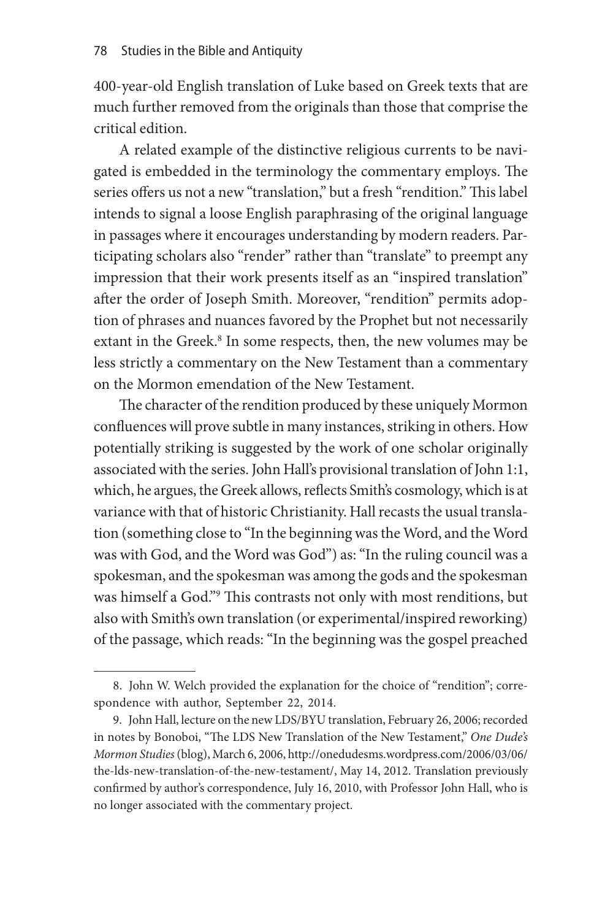400-year-old English translation of Luke based on Greek texts that are much further removed from the originals than those that comprise the critical edition.

A related example of the distinctive religious currents to be navigated is embedded in the terminology the commentary employs. The series offers us not a new "translation," but a fresh "rendition." This label intends to signal a loose English paraphrasing of the original language in passages where it encourages understanding by modern readers. Participating scholars also "render" rather than "translate" to preempt any impression that their work presents itself as an "inspired translation" after the order of Joseph Smith. Moreover, "rendition" permits adoption of phrases and nuances favored by the Prophet but not necessarily extant in the Greek.[8] In some respects, then, the new volumes may be less strictly a commentary on the New Testament than a commentary on the Mormon emendation of the New Testament.

The character of the rendition produced by these uniquely Mormon confluences will prove subtle in many instances, striking in others. How potentially striking is suggested by the work of one scholar originally associated with the series. John Hall's provisional translation of John 1:1, which, he argues, the Greek allows, reflects Smith's cosmology, which is at variance with that of historic Christianity. Hall recasts the usual translation (something close to "In the beginning was the Word, and the Word was with God, and the Word was God") as: "In the ruling council was a spokesman, and the spokesman was among the gods and the spokesman was himself a God."[9] This contrasts not only with most renditions, but also with Smith's own translation (or experimental/inspired reworking) of the passage, which reads: "In the beginning was the gospel preached

---

8. John W. Welch provided the explanation for the choice of "rendition"; correspondence with author, September 22, 2014.

9. John Hall, lecture on the new LDS/BYU translation, February 26, 2006; recorded in notes by Bonoboi, "The LDS New Translation of the New Testament," *One Dude's Mormon Studies* (blog), March 6, 2006, http://onedudesms.wordpress.com/2006/03/06/the-lds-new-translation-of-the-new-testament/, May 14, 2012. Translation previously confirmed by author's correspondence, July 16, 2010, with Professor John Hall, who is no longer associated with the commentary project.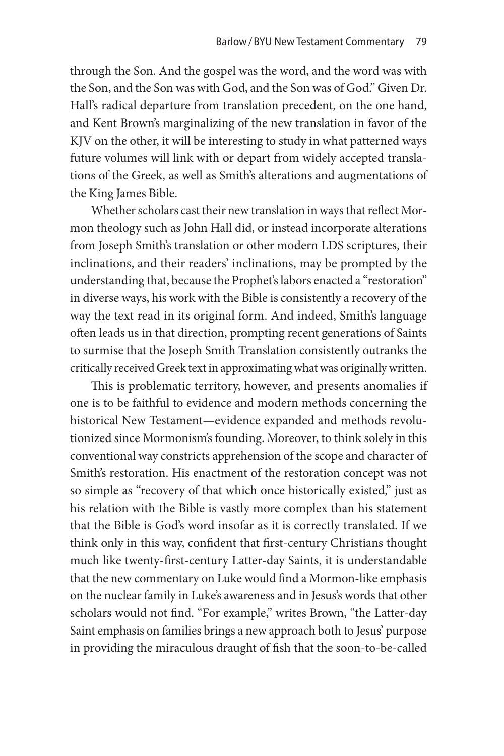through the Son. And the gospel was the word, and the word was with the Son, and the Son was with God, and the Son was of God." Given Dr. Hall's radical departure from translation precedent, on the one hand, and Kent Brown's marginalizing of the new translation in favor of the KJV on the other, it will be interesting to study in what patterned ways future volumes will link with or depart from widely accepted translations of the Greek, as well as Smith's alterations and augmentations of the King James Bible.

Whether scholars cast their new translation in ways that reflect Mormon theology such as John Hall did, or instead incorporate alterations from Joseph Smith's translation or other modern LDS scriptures, their inclinations, and their readers' inclinations, may be prompted by the understanding that, because the Prophet's labors enacted a "restoration" in diverse ways, his work with the Bible is consistently a recovery of the way the text read in its original form. And indeed, Smith's language often leads us in that direction, prompting recent generations of Saints to surmise that the Joseph Smith Translation consistently outranks the critically received Greek text in approximating what was originally written.

This is problematic territory, however, and presents anomalies if one is to be faithful to evidence and modern methods concerning the historical New Testament—evidence expanded and methods revolutionized since Mormonism's founding. Moreover, to think solely in this conventional way constricts apprehension of the scope and character of Smith's restoration. His enactment of the restoration concept was not so simple as "recovery of that which once historically existed," just as his relation with the Bible is vastly more complex than his statement that the Bible is God's word insofar as it is correctly translated. If we think only in this way, confident that first-century Christians thought much like twenty-first-century Latter-day Saints, it is understandable that the new commentary on Luke would find a Mormon-like emphasis on the nuclear family in Luke's awareness and in Jesus's words that other scholars would not find. "For example," writes Brown, "the Latter-day Saint emphasis on families brings a new approach both to Jesus' purpose in providing the miraculous draught of fish that the soon-to-be-called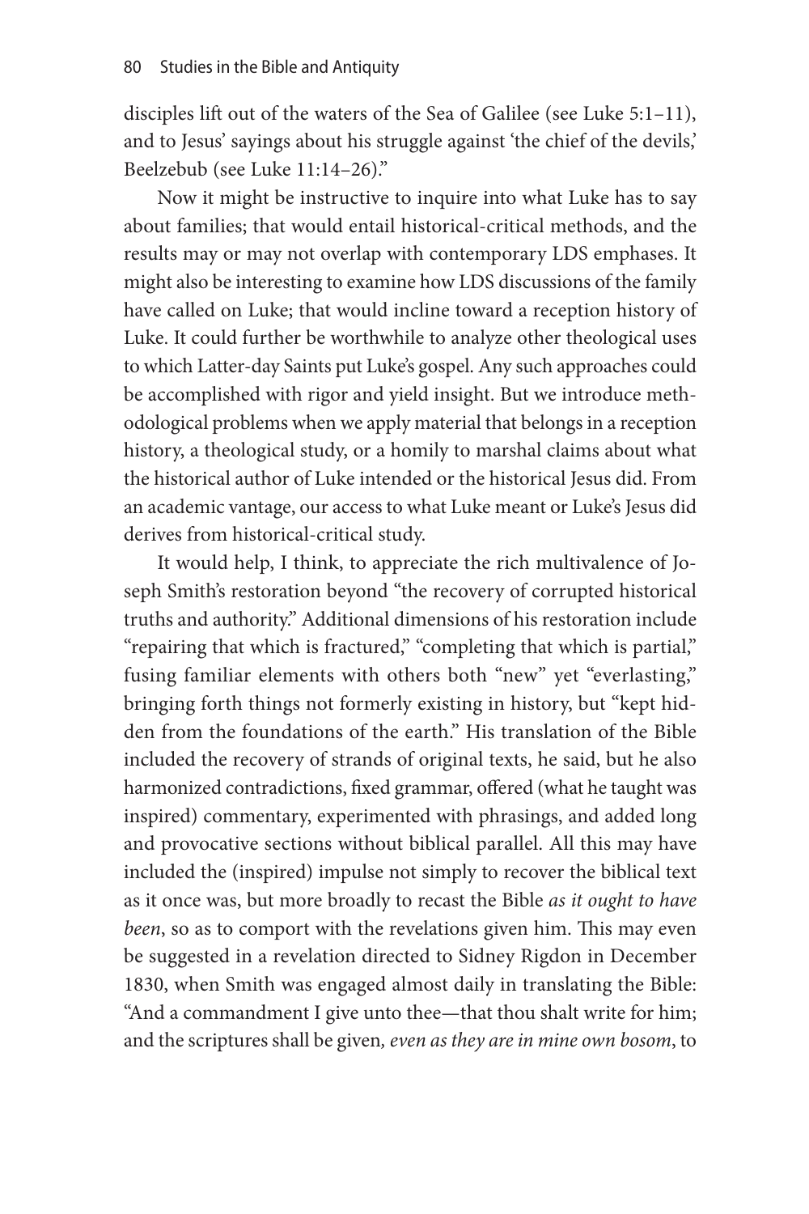disciples lift out of the waters of the Sea of Galilee (see Luke 5:1–11), and to Jesus' sayings about his struggle against 'the chief of the devils,' Beelzebub (see Luke 11:14–26)."

Now it might be instructive to inquire into what Luke has to say about families; that would entail historical-critical methods, and the results may or may not overlap with contemporary LDS emphases. It might also be interesting to examine how LDS discussions of the family have called on Luke; that would incline toward a reception history of Luke. It could further be worthwhile to analyze other theological uses to which Latter-day Saints put Luke's gospel. Any such approaches could be accomplished with rigor and yield insight. But we introduce methodological problems when we apply material that belongs in a reception history, a theological study, or a homily to marshal claims about what the historical author of Luke intended or the historical Jesus did. From an academic vantage, our access to what Luke meant or Luke's Jesus did derives from historical-critical study.

It would help, I think, to appreciate the rich multivalence of Joseph Smith's restoration beyond "the recovery of corrupted historical truths and authority." Additional dimensions of his restoration include "repairing that which is fractured," "completing that which is partial," fusing familiar elements with others both "new" yet "everlasting," bringing forth things not formerly existing in history, but "kept hidden from the foundations of the earth." His translation of the Bible included the recovery of strands of original texts, he said, but he also harmonized contradictions, fixed grammar, offered (what he taught was inspired) commentary, experimented with phrasings, and added long and provocative sections without biblical parallel. All this may have included the (inspired) impulse not simply to recover the biblical text as it once was, but more broadly to recast the Bible *as it ought to have been*, so as to comport with the revelations given him. This may even be suggested in a revelation directed to Sidney Rigdon in December 1830, when Smith was engaged almost daily in translating the Bible: "And a commandment I give unto thee—that thou shalt write for him; and the scriptures shall be given*, even as they are in mine own bosom*, to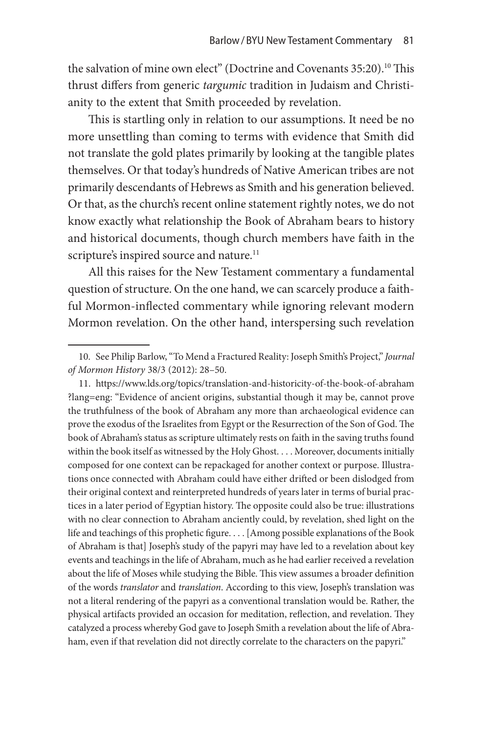the salvation of mine own elect" (Doctrine and Covenants 35:20).[10] This thrust differs from generic *targumic* tradition in Judaism and Christianity to the extent that Smith proceeded by revelation.

This is startling only in relation to our assumptions. It need be no more unsettling than coming to terms with evidence that Smith did not translate the gold plates primarily by looking at the tangible plates themselves. Or that today's hundreds of Native American tribes are not primarily descendants of Hebrews as Smith and his generation believed. Or that, as the church's recent online statement rightly notes, we do not know exactly what relationship the Book of Abraham bears to history and historical documents, though church members have faith in the scripture's inspired source and nature.[11]

All this raises for the New Testament commentary a fundamental question of structure. On the one hand, we can scarcely produce a faithful Mormon-inflected commentary while ignoring relevant modern Mormon revelation. On the other hand, interspersing such revelation

---

10. See Philip Barlow, "To Mend a Fractured Reality: Joseph Smith's Project," *Journal of Mormon History* 38/3 (2012): 28–50.

11. https://www.lds.org/topics/translation-and-historicity-of-the-book-of-abraham?lang=eng: "Evidence of ancient origins, substantial though it may be, cannot prove the truthfulness of the book of Abraham any more than archaeological evidence can prove the exodus of the Israelites from Egypt or the Resurrection of the Son of God. The book of Abraham's status as scripture ultimately rests on faith in the saving truths found within the book itself as witnessed by the Holy Ghost. . . . Moreover, documents initially composed for one context can be repackaged for another context or purpose. Illustrations once connected with Abraham could have either drifted or been dislodged from their original context and reinterpreted hundreds of years later in terms of burial practices in a later period of Egyptian history. The opposite could also be true: illustrations with no clear connection to Abraham anciently could, by revelation, shed light on the life and teachings of this prophetic figure. . . . [Among possible explanations of the Book of Abraham is that] Joseph's study of the papyri may have led to a revelation about key events and teachings in the life of Abraham, much as he had earlier received a revelation about the life of Moses while studying the Bible. This view assumes a broader definition of the words *translator* and *translation*. According to this view, Joseph's translation was not a literal rendering of the papyri as a conventional translation would be. Rather, the physical artifacts provided an occasion for meditation, reflection, and revelation. They catalyzed a process whereby God gave to Joseph Smith a revelation about the life of Abraham, even if that revelation did not directly correlate to the characters on the papyri."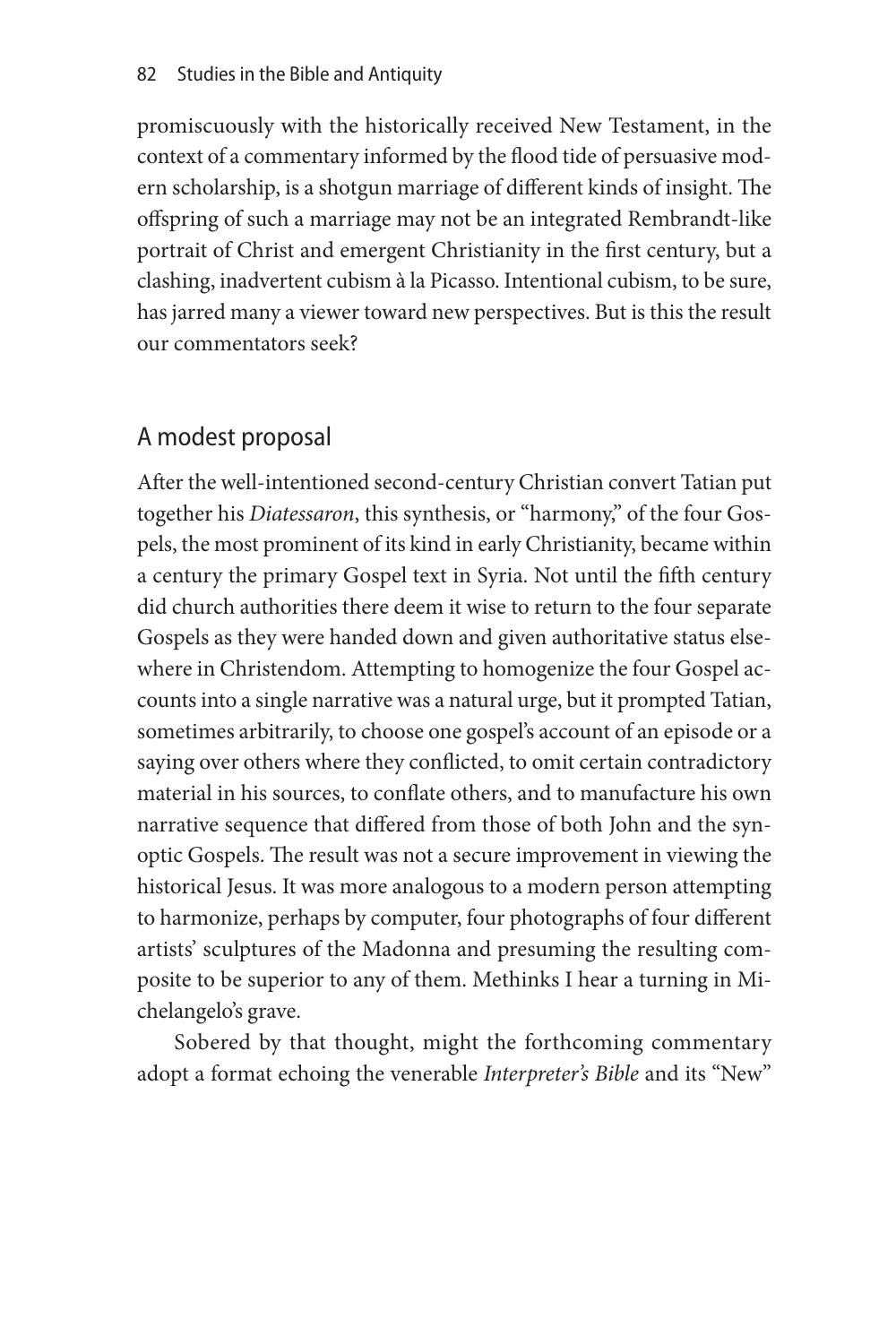promiscuously with the historically received New Testament, in the context of a commentary informed by the flood tide of persuasive modern scholarship, is a shotgun marriage of different kinds of insight. The offspring of such a marriage may not be an integrated Rembrandt-like portrait of Christ and emergent Christianity in the first century, but a clashing, inadvertent cubism à la Picasso. Intentional cubism, to be sure, has jarred many a viewer toward new perspectives. But is this the result our commentators seek?

## A modest proposal

After the well-intentioned second-century Christian convert Tatian put together his *Diatessaron*, this synthesis, or "harmony," of the four Gospels, the most prominent of its kind in early Christianity, became within a century the primary Gospel text in Syria. Not until the fifth century did church authorities there deem it wise to return to the four separate Gospels as they were handed down and given authoritative status elsewhere in Christendom. Attempting to homogenize the four Gospel accounts into a single narrative was a natural urge, but it prompted Tatian, sometimes arbitrarily, to choose one gospel's account of an episode or a saying over others where they conflicted, to omit certain contradictory material in his sources, to conflate others, and to manufacture his own narrative sequence that differed from those of both John and the synoptic Gospels. The result was not a secure improvement in viewing the historical Jesus. It was more analogous to a modern person attempting to harmonize, perhaps by computer, four photographs of four different artists' sculptures of the Madonna and presuming the resulting composite to be superior to any of them. Methinks I hear a turning in Michelangelo's grave.

Sobered by that thought, might the forthcoming commentary adopt a format echoing the venerable *Interpreter's Bible* and its "New"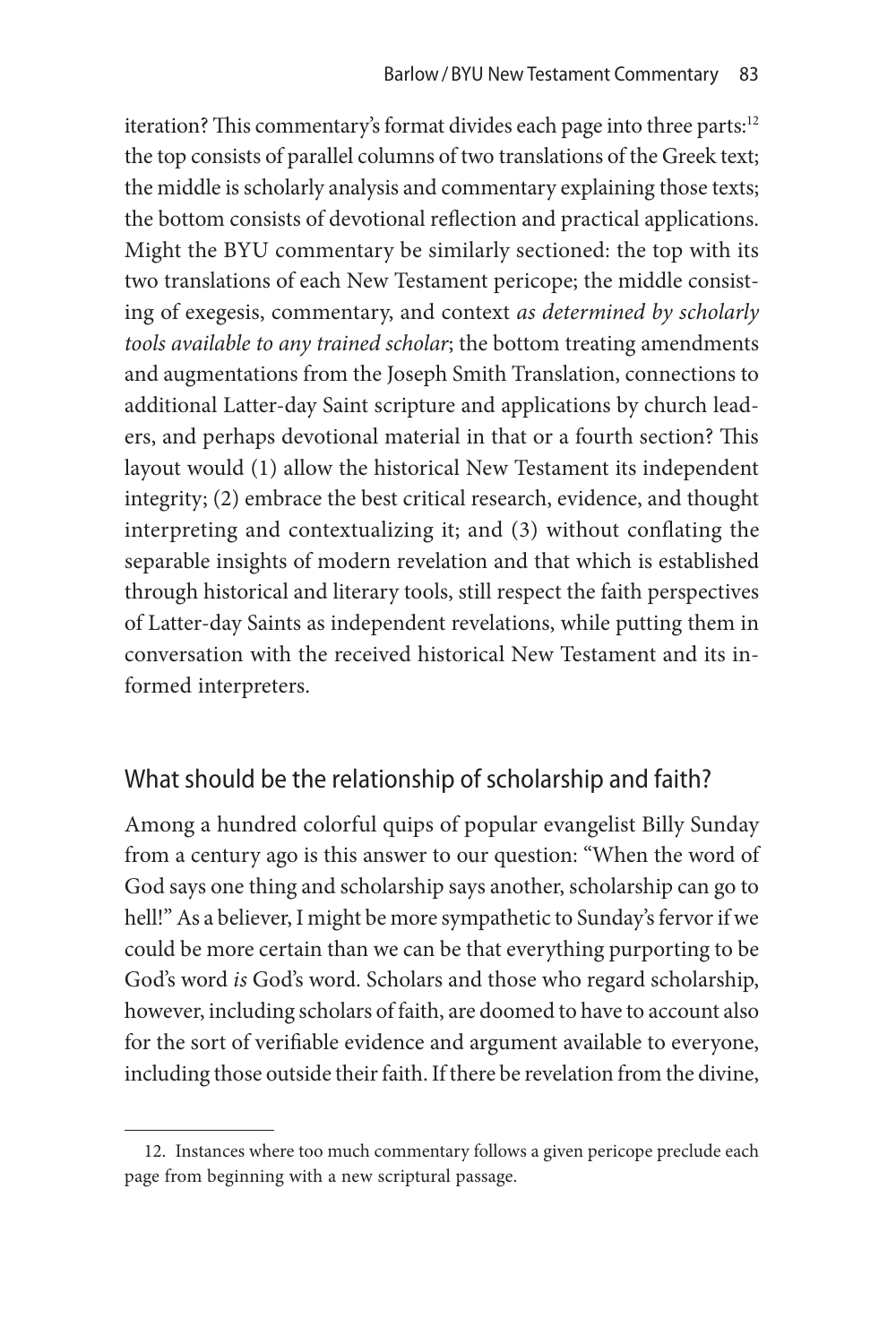iteration? This commentary's format divides each page into three parts:[12] the top consists of parallel columns of two translations of the Greek text; the middle is scholarly analysis and commentary explaining those texts; the bottom consists of devotional reflection and practical applications. Might the BYU commentary be similarly sectioned: the top with its two translations of each New Testament pericope; the middle consisting of exegesis, commentary, and context *as determined by scholarly tools available to any trained scholar*; the bottom treating amendments and augmentations from the Joseph Smith Translation, connections to additional Latter-day Saint scripture and applications by church leaders, and perhaps devotional material in that or a fourth section? This layout would (1) allow the historical New Testament its independent integrity; (2) embrace the best critical research, evidence, and thought interpreting and contextualizing it; and (3) without conflating the separable insights of modern revelation and that which is established through historical and literary tools, still respect the faith perspectives of Latter-day Saints as independent revelations, while putting them in conversation with the received historical New Testament and its informed interpreters.

## What should be the relationship of scholarship and faith?

Among a hundred colorful quips of popular evangelist Billy Sunday from a century ago is this answer to our question: "When the word of God says one thing and scholarship says another, scholarship can go to hell!" As a believer, I might be more sympathetic to Sunday's fervor if we could be more certain than we can be that everything purporting to be God's word *is* God's word. Scholars and those who regard scholarship, however, including scholars of faith, are doomed to have to account also for the sort of verifiable evidence and argument available to everyone, including those outside their faith. If there be revelation from the divine,

---

12. Instances where too much commentary follows a given pericope preclude each page from beginning with a new scriptural passage.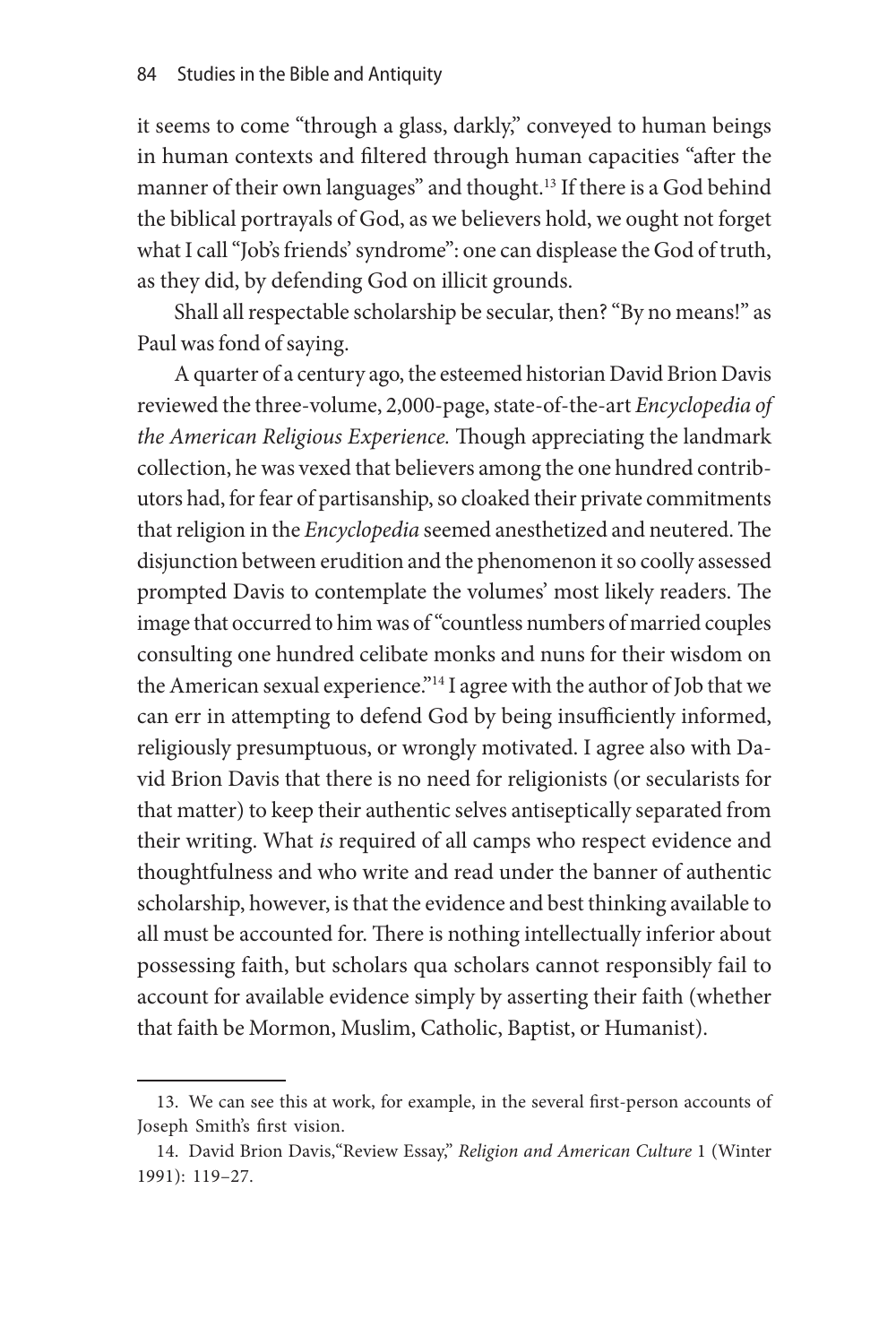it seems to come "through a glass, darkly," conveyed to human beings in human contexts and filtered through human capacities "after the manner of their own languages" and thought.[13] If there is a God behind the biblical portrayals of God, as we believers hold, we ought not forget what I call "Job's friends' syndrome": one can displease the God of truth, as they did, by defending God on illicit grounds.

Shall all respectable scholarship be secular, then? "By no means!" as Paul was fond of saying.

A quarter of a century ago, the esteemed historian David Brion Davis reviewed the three-volume, 2,000-page, state-of-the-art *Encyclopedia of the American Religious Experience.* Though appreciating the landmark collection, he was vexed that believers among the one hundred contributors had, for fear of partisanship, so cloaked their private commitments that religion in the *Encyclopedia* seemed anesthetized and neutered. The disjunction between erudition and the phenomenon it so coolly assessed prompted Davis to contemplate the volumes' most likely readers. The image that occurred to him was of "countless numbers of married couples consulting one hundred celibate monks and nuns for their wisdom on the American sexual experience."[14] I agree with the author of Job that we can err in attempting to defend God by being insufficiently informed, religiously presumptuous, or wrongly motivated. I agree also with David Brion Davis that there is no need for religionists (or secularists for that matter) to keep their authentic selves antiseptically separated from their writing. What *is* required of all camps who respect evidence and thoughtfulness and who write and read under the banner of authentic scholarship, however, is that the evidence and best thinking available to all must be accounted for. There is nothing intellectually inferior about possessing faith, but scholars qua scholars cannot responsibly fail to account for available evidence simply by asserting their faith (whether that faith be Mormon, Muslim, Catholic, Baptist, or Humanist).

---

13. We can see this at work, for example, in the several first-person accounts of Joseph Smith's first vision.

14. David Brion Davis, "Review Essay," *Religion and American Culture* 1 (Winter 1991): 119–27.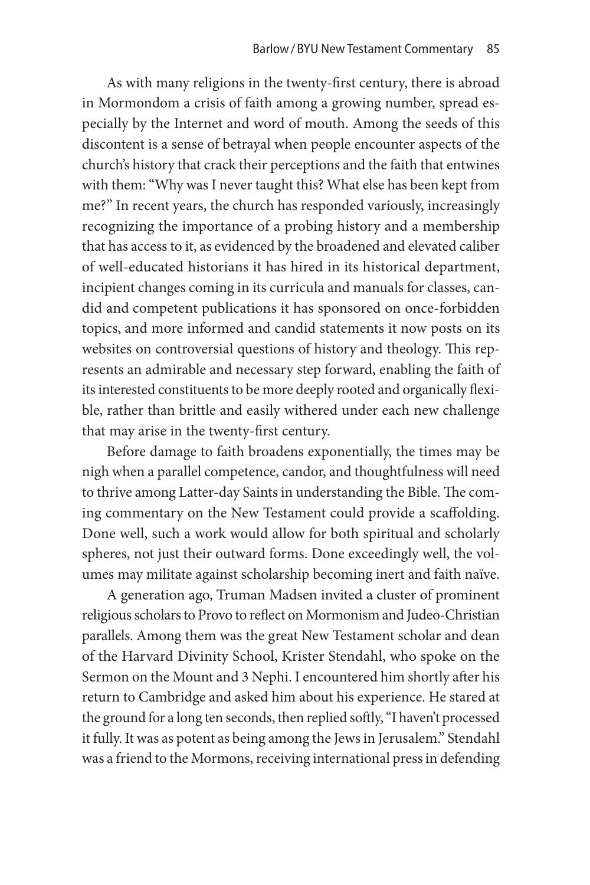As with many religions in the twenty-first century, there is abroad in Mormondom a crisis of faith among a growing number, spread especially by the Internet and word of mouth. Among the seeds of this discontent is a sense of betrayal when people encounter aspects of the church's history that crack their perceptions and the faith that entwines with them: "Why was I never taught this? What else has been kept from me?" In recent years, the church has responded variously, increasingly recognizing the importance of a probing history and a membership that has access to it, as evidenced by the broadened and elevated caliber of well-educated historians it has hired in its historical department, incipient changes coming in its curricula and manuals for classes, candid and competent publications it has sponsored on once-forbidden topics, and more informed and candid statements it now posts on its websites on controversial questions of history and theology. This represents an admirable and necessary step forward, enabling the faith of its interested constituents to be more deeply rooted and organically flexible, rather than brittle and easily withered under each new challenge that may arise in the twenty-first century.

Before damage to faith broadens exponentially, the times may be nigh when a parallel competence, candor, and thoughtfulness will need to thrive among Latter-day Saints in understanding the Bible. The coming commentary on the New Testament could provide a scaffolding. Done well, such a work would allow for both spiritual and scholarly spheres, not just their outward forms. Done exceedingly well, the volumes may militate against scholarship becoming inert and faith naïve.

A generation ago, Truman Madsen invited a cluster of prominent religious scholars to Provo to reflect on Mormonism and Judeo-Christian parallels. Among them was the great New Testament scholar and dean of the Harvard Divinity School, Krister Stendahl, who spoke on the Sermon on the Mount and 3 Nephi. I encountered him shortly after his return to Cambridge and asked him about his experience. He stared at the ground for a long ten seconds, then replied softly, "I haven't processed it fully. It was as potent as being among the Jews in Jerusalem." Stendahl was a friend to the Mormons, receiving international press in defending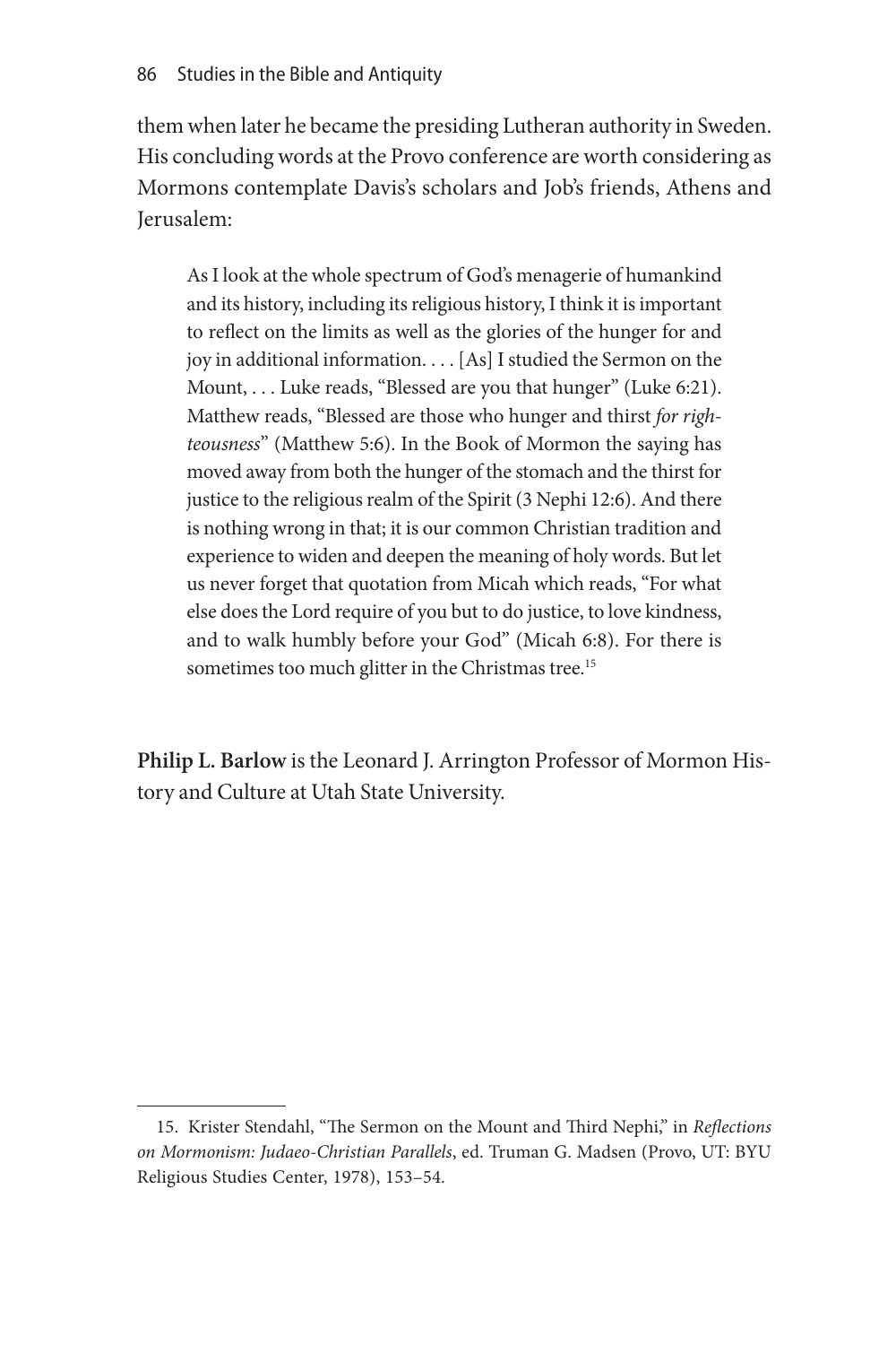them when later he became the presiding Lutheran authority in Sweden. His concluding words at the Provo conference are worth considering as Mormons contemplate Davis's scholars and Job's friends, Athens and Jerusalem:

> As I look at the whole spectrum of God's menagerie of humankind and its history, including its religious history, I think it is important to reflect on the limits as well as the glories of the hunger for and joy in additional information. . . . [As] I studied the Sermon on the Mount, . . . Luke reads, "Blessed are you that hunger" (Luke 6:21). Matthew reads, "Blessed are those who hunger and thirst *for righteousness*" (Matthew 5:6). In the Book of Mormon the saying has moved away from both the hunger of the stomach and the thirst for justice to the religious realm of the Spirit (3 Nephi 12:6). And there is nothing wrong in that; it is our common Christian tradition and experience to widen and deepen the meaning of holy words. But let us never forget that quotation from Micah which reads, "For what else does the Lord require of you but to do justice, to love kindness, and to walk humbly before your God" (Micah 6:8). For there is sometimes too much glitter in the Christmas tree.[15]

**Philip L. Barlow** is the Leonard J. Arrington Professor of Mormon History and Culture at Utah State University.

---

15. Krister Stendahl, "The Sermon on the Mount and Third Nephi," in *Reflections on Mormonism: Judaeo-Christian Parallels*, ed. Truman G. Madsen (Provo, UT: BYU Religious Studies Center, 1978), 153–54.